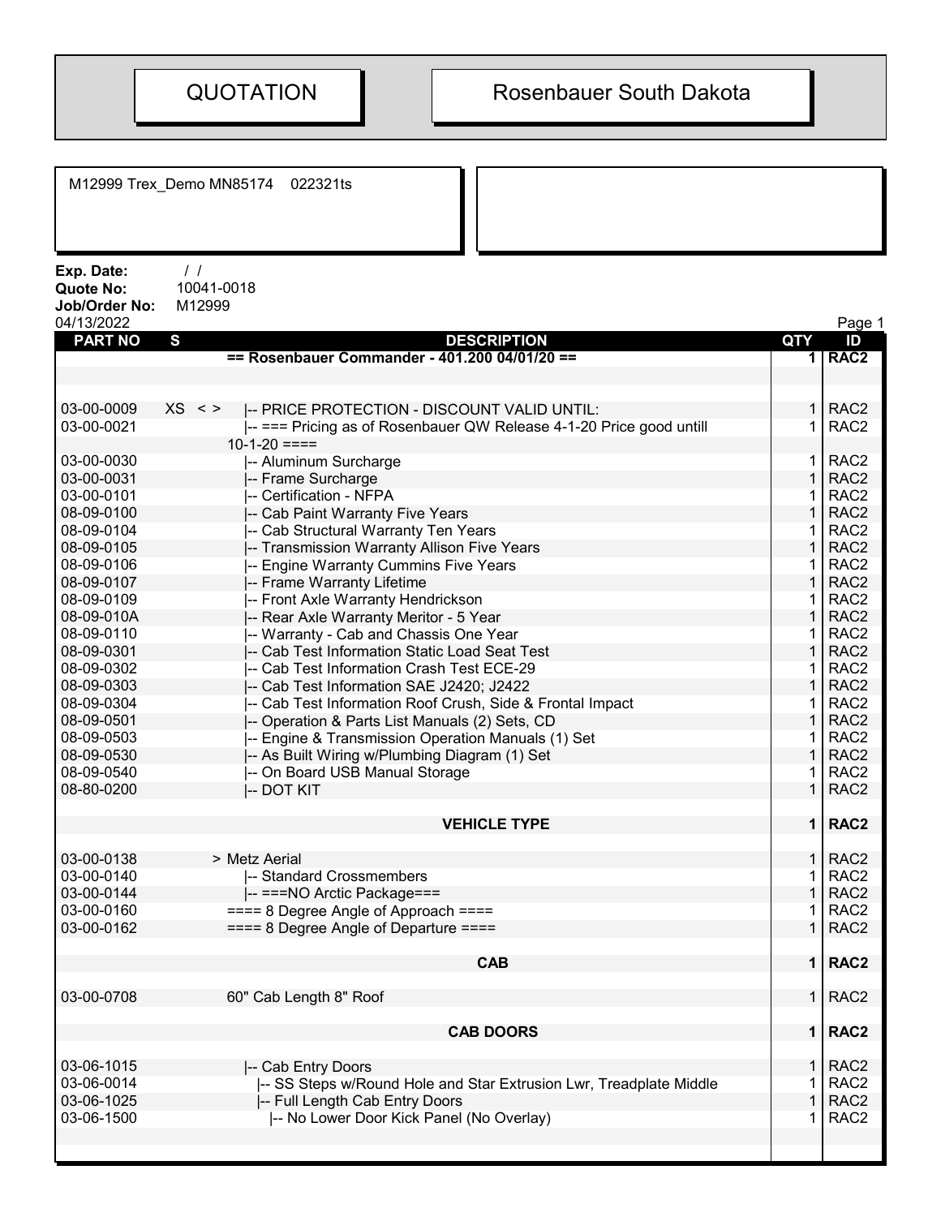# QUOTATION

# Rosenbauer South Dakota

M12999 Trex_Demo MN85174 022321ts

**Exp. Date:** / /
**Quote No:** 10041-0018
**Job/Order No:** M12999
04/13/2022

| PART NO | S | DESCRIPTION | QTY | ID |
|---|---|---|---|---|
| | | **== Rosenbauer Commander - 401.200 04/01/20 ==** | **1** | **RAC2** |
| | | | | |
| 03-00-0009 | XS < > | \|-- PRICE PROTECTION - DISCOUNT VALID UNTIL: | 1 | RAC2 |
| 03-00-0021 | | \|-- === Pricing as of Rosenbauer QW Release 4-1-20 Price good untill 10-1-20 ==== | 1 | RAC2 |
| 03-00-0030 | | \|-- Aluminum Surcharge | 1 | RAC2 |
| 03-00-0031 | | \|-- Frame Surcharge | 1 | RAC2 |
| 03-00-0101 | | \|-- Certification - NFPA | 1 | RAC2 |
| 08-09-0100 | | \|-- Cab Paint Warranty Five Years | 1 | RAC2 |
| 08-09-0104 | | \|-- Cab Structural Warranty Ten Years | 1 | RAC2 |
| 08-09-0105 | | \|-- Transmission Warranty Allison Five Years | 1 | RAC2 |
| 08-09-0106 | | \|-- Engine Warranty Cummins Five Years | 1 | RAC2 |
| 08-09-0107 | | \|-- Frame Warranty Lifetime | 1 | RAC2 |
| 08-09-0109 | | \|-- Front Axle Warranty Hendrickson | 1 | RAC2 |
| 08-09-010A | | \|-- Rear Axle Warranty Meritor - 5 Year | 1 | RAC2 |
| 08-09-0110 | | \|-- Warranty - Cab and Chassis One Year | 1 | RAC2 |
| 08-09-0301 | | \|-- Cab Test Information Static Load Seat Test | 1 | RAC2 |
| 08-09-0302 | | \|-- Cab Test Information Crash Test ECE-29 | 1 | RAC2 |
| 08-09-0303 | | \|-- Cab Test Information SAE J2420; J2422 | 1 | RAC2 |
| 08-09-0304 | | \|-- Cab Test Information Roof Crush, Side & Frontal Impact | 1 | RAC2 |
| 08-09-0501 | | \|-- Operation & Parts List Manuals (2) Sets, CD | 1 | RAC2 |
| 08-09-0503 | | \|-- Engine & Transmission Operation Manuals (1) Set | 1 | RAC2 |
| 08-09-0530 | | \|-- As Built Wiring w/Plumbing Diagram (1) Set | 1 | RAC2 |
| 08-09-0540 | | \|-- On Board USB Manual Storage | 1 | RAC2 |
| 08-80-0200 | | \|-- DOT KIT | 1 | RAC2 |
| | | | | |
| | | **VEHICLE TYPE** | **1** | **RAC2** |
| | | | | |
| 03-00-0138 | | > Metz Aerial | 1 | RAC2 |
| 03-00-0140 | | \|-- Standard Crossmembers | 1 | RAC2 |
| 03-00-0144 | | \|-- ===NO Arctic Package=== | 1 | RAC2 |
| 03-00-0160 | | ==== 8 Degree Angle of Approach ==== | 1 | RAC2 |
| 03-00-0162 | | ==== 8 Degree Angle of Departure ==== | 1 | RAC2 |
| | | | | |
| | | **CAB** | **1** | **RAC2** |
| | | | | |
| 03-00-0708 | | 60" Cab Length 8" Roof | 1 | RAC2 |
| | | | | |
| | | **CAB DOORS** | **1** | **RAC2** |
| | | | | |
| 03-06-1015 | | \|-- Cab Entry Doors | 1 | RAC2 |
| 03-06-0014 | | \|-- SS Steps w/Round Hole and Star Extrusion Lwr, Treadplate Middle | 1 | RAC2 |
| 03-06-1025 | | \|-- Full Length Cab Entry Doors | 1 | RAC2 |
| 03-06-1500 | | \|-- No Lower Door Kick Panel (No Overlay) | 1 | RAC2 |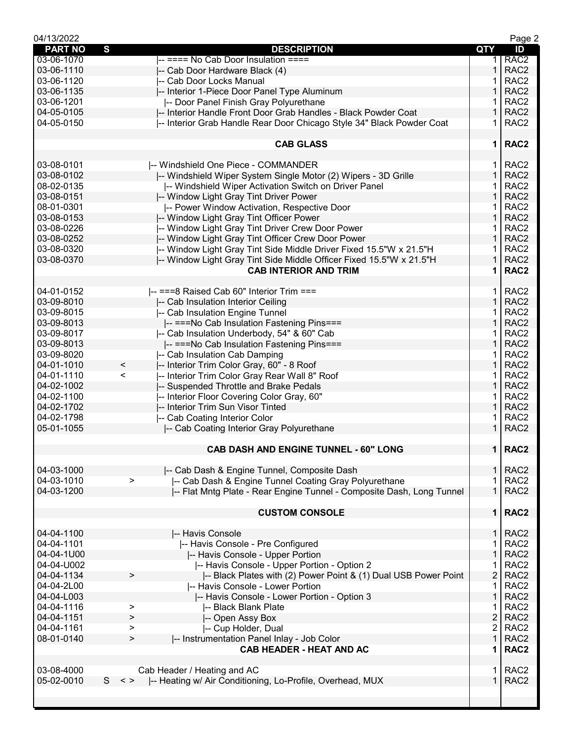| PART NO | S | DESCRIPTION | QTY | ID |
|---|---|---|---|---|
| 03-06-1070 | | \|-- ==== No Cab Door Insulation ==== | 1 | RAC2 |
| 03-06-1110 | | \|-- Cab Door Hardware Black (4) | 1 | RAC2 |
| 03-06-1120 | | \|-- Cab Door Locks Manual | 1 | RAC2 |
| 03-06-1135 | | \|-- Interior 1-Piece Door Panel Type Aluminum | 1 | RAC2 |
| 03-06-1201 | | \|-- Door Panel Finish Gray Polyurethane | 1 | RAC2 |
| 04-05-0105 | | \|-- Interior Handle Front Door Grab Handles - Black Powder Coat | 1 | RAC2 |
| 04-05-0150 | | \|-- Interior Grab Handle Rear Door Chicago Style 34" Black Powder Coat | 1 | RAC2 |
| | | | | |
| | | **CAB GLASS** | **1** | **RAC2** |
| | | | | |
| 03-08-0101 | | \|-- Windshield One Piece - COMMANDER | 1 | RAC2 |
| 03-08-0102 | | \|-- Windshield Wiper System Single Motor (2) Wipers - 3D Grille | 1 | RAC2 |
| 08-02-0135 | | \|-- Windshield Wiper Activation Switch on Driver Panel | 1 | RAC2 |
| 03-08-0151 | | \|-- Window Light Gray Tint Driver Power | 1 | RAC2 |
| 08-01-0301 | | \|-- Power Window Activation, Respective Door | 1 | RAC2 |
| 03-08-0153 | | \|-- Window Light Gray Tint Officer Power | 1 | RAC2 |
| 03-08-0226 | | \|-- Window Light Gray Tint Driver Crew Door Power | 1 | RAC2 |
| 03-08-0252 | | \|-- Window Light Gray Tint Officer Crew Door Power | 1 | RAC2 |
| 03-08-0320 | | \|-- Window Light Gray Tint Side Middle Driver Fixed 15.5"W x 21.5"H | 1 | RAC2 |
| 03-08-0370 | | \|-- Window Light Gray Tint Side Middle Officer Fixed 15.5"W x 21.5"H | 1 | RAC2 |
| | | **CAB INTERIOR AND TRIM** | **1** | **RAC2** |
| | | | | |
| 04-01-0152 | | \|-- ===8 Raised Cab 60" Interior Trim === | 1 | RAC2 |
| 03-09-8010 | | \|-- Cab Insulation Interior Ceiling | 1 | RAC2 |
| 03-09-8015 | | \|-- Cab Insulation Engine Tunnel | 1 | RAC2 |
| 03-09-8013 | | \|-- ===No Cab Insulation Fastening Pins=== | 1 | RAC2 |
| 03-09-8017 | | \|-- Cab Insulation Underbody, 54" & 60" Cab | 1 | RAC2 |
| 03-09-8013 | | \|-- ===No Cab Insulation Fastening Pins=== | 1 | RAC2 |
| 03-09-8020 | | \|-- Cab Insulation Cab Damping | 1 | RAC2 |
| 04-01-1010 | < | \|-- Interior Trim Color Gray, 60" - 8 Roof | 1 | RAC2 |
| 04-01-1110 | < | \|-- Interior Trim Color Gray Rear Wall 8" Roof | 1 | RAC2 |
| 04-02-1002 | | \|-- Suspended Throttle and Brake Pedals | 1 | RAC2 |
| 04-02-1100 | | \|-- Interior Floor Covering Color Gray, 60" | 1 | RAC2 |
| 04-02-1702 | | \|-- Interior Trim Sun Visor Tinted | 1 | RAC2 |
| 04-02-1798 | | \|-- Cab Coating Interior Color | 1 | RAC2 |
| 05-01-1055 | | \|-- Cab Coating Interior Gray Polyurethane | 1 | RAC2 |
| | | | | |
| | | **CAB DASH AND ENGINE TUNNEL - 60" LONG** | **1** | **RAC2** |
| | | | | |
| 04-03-1000 | | \|-- Cab Dash & Engine Tunnel, Composite Dash | 1 | RAC2 |
| 04-03-1010 | > | \|-- Cab Dash & Engine Tunnel Coating Gray Polyurethane | 1 | RAC2 |
| 04-03-1200 | | \|-- Flat Mntg Plate - Rear Engine Tunnel - Composite Dash, Long Tunnel | 1 | RAC2 |
| | | | | |
| | | **CUSTOM CONSOLE** | **1** | **RAC2** |
| | | | | |
| 04-04-1100 | | \|-- Havis Console | 1 | RAC2 |
| 04-04-1101 | | \|-- Havis Console - Pre Configured | 1 | RAC2 |
| 04-04-1U00 | | \|-- Havis Console - Upper Portion | 1 | RAC2 |
| 04-04-U002 | | \|-- Havis Console - Upper Portion - Option 2 | 1 | RAC2 |
| 04-04-1134 | > | \|-- Black Plates with (2) Power Point & (1) Dual USB Power Point | 2 | RAC2 |
| 04-04-2L00 | | \|-- Havis Console - Lower Portion | 1 | RAC2 |
| 04-04-L003 | | \|-- Havis Console - Lower Portion - Option 3 | 1 | RAC2 |
| 04-04-1116 | > | \|-- Black Blank Plate | 1 | RAC2 |
| 04-04-1151 | > | \|-- Open Assy Box | 2 | RAC2 |
| 04-04-1161 | > | \|-- Cup Holder, Dual | 2 | RAC2 |
| 08-01-0140 | > | \|-- Instrumentation Panel Inlay - Job Color | 1 | RAC2 |
| | | **CAB HEADER - HEAT AND AC** | **1** | **RAC2** |
| | | | | |
| 03-08-4000 | | Cab Header / Heating and AC | 1 | RAC2 |
| 05-02-0010 | S < > | \|-- Heating w/ Air Conditioning, Lo-Profile, Overhead, MUX | 1 | RAC2 |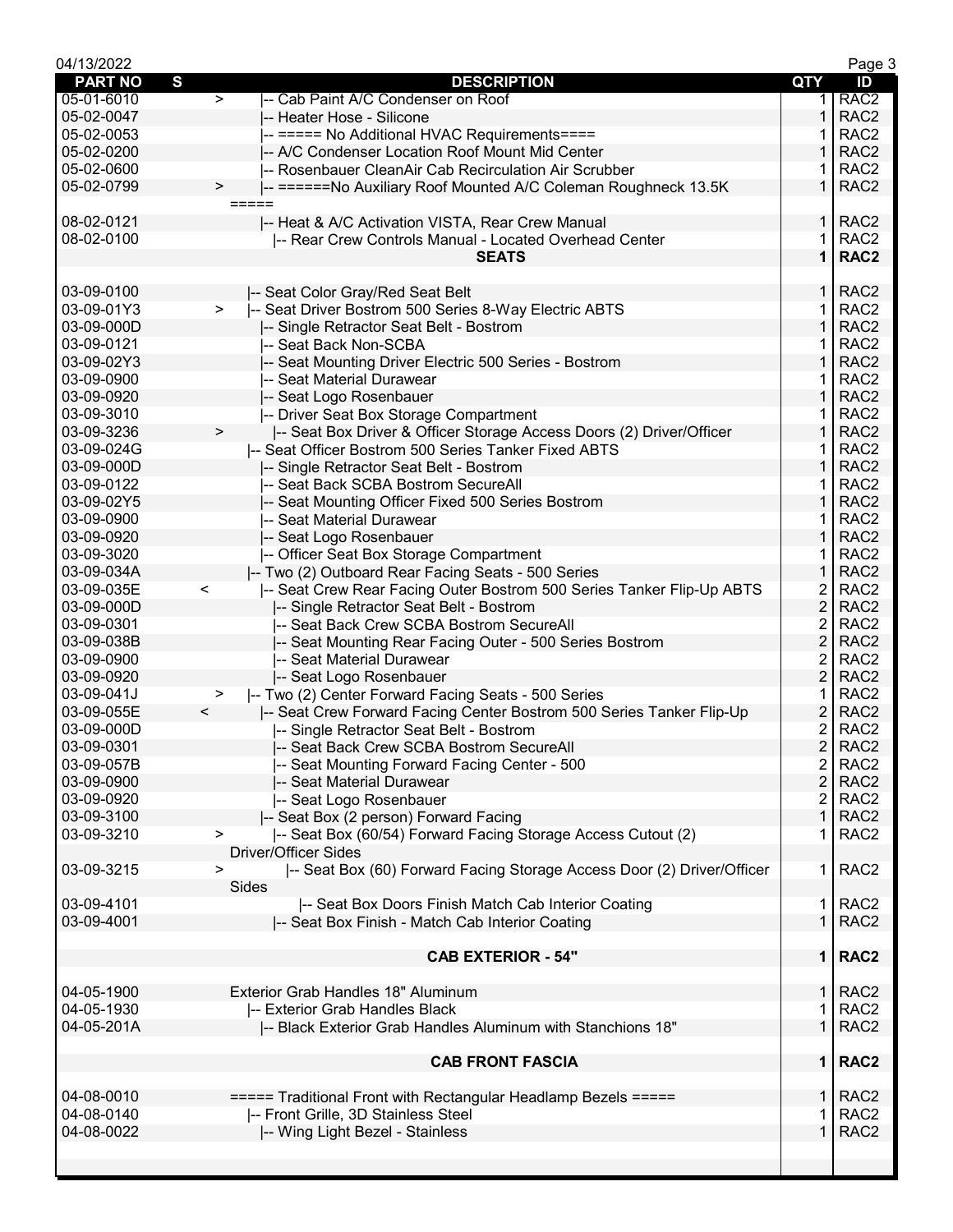| PART NO | S | DESCRIPTION | QTY | ID |
|---|---|---|---|---|
| 05-01-6010 | > | \|-- Cab Paint A/C Condenser on Roof | 1 | RAC2 |
| 05-02-0047 | | \|-- Heater Hose - Silicone | 1 | RAC2 |
| 05-02-0053 | | \|-- ===== No Additional HVAC Requirements==== | 1 | RAC2 |
| 05-02-0200 | | \|-- A/C Condenser Location Roof Mount Mid Center | 1 | RAC2 |
| 05-02-0600 | | \|-- Rosenbauer CleanAir Cab Recirculation Air Scrubber | 1 | RAC2 |
| 05-02-0799 | > | \|-- ======No Auxiliary Roof Mounted A/C Coleman Roughneck 13.5K ===== | 1 | RAC2 |
| 08-02-0121 | | \|-- Heat & A/C Activation VISTA, Rear Crew Manual | 1 | RAC2 |
| 08-02-0100 | | \|-- Rear Crew Controls Manual - Located Overhead Center | 1 | RAC2 |
| | | **SEATS** | **1** | **RAC2** |
| 03-09-0100 | | \|-- Seat Color Gray/Red Seat Belt | 1 | RAC2 |
| 03-09-01Y3 | > | \|-- Seat Driver Bostrom 500 Series 8-Way Electric ABTS | 1 | RAC2 |
| 03-09-000D | | \|-- Single Retractor Seat Belt - Bostrom | 1 | RAC2 |
| 03-09-0121 | | \|-- Seat Back Non-SCBA | 1 | RAC2 |
| 03-09-02Y3 | | \|-- Seat Mounting Driver Electric 500 Series - Bostrom | 1 | RAC2 |
| 03-09-0900 | | \|-- Seat Material Durawear | 1 | RAC2 |
| 03-09-0920 | | \|-- Seat Logo Rosenbauer | 1 | RAC2 |
| 03-09-3010 | | \|-- Driver Seat Box Storage Compartment | 1 | RAC2 |
| 03-09-3236 | > | \|-- Seat Box Driver & Officer Storage Access Doors (2) Driver/Officer | 1 | RAC2 |
| 03-09-024G | | \|-- Seat Officer Bostrom 500 Series Tanker Fixed ABTS | 1 | RAC2 |
| 03-09-000D | | \|-- Single Retractor Seat Belt - Bostrom | 1 | RAC2 |
| 03-09-0122 | | \|-- Seat Back SCBA Bostrom SecureAll | 1 | RAC2 |
| 03-09-02Y5 | | \|-- Seat Mounting Officer Fixed 500 Series Bostrom | 1 | RAC2 |
| 03-09-0900 | | \|-- Seat Material Durawear | 1 | RAC2 |
| 03-09-0920 | | \|-- Seat Logo Rosenbauer | 1 | RAC2 |
| 03-09-3020 | | \|-- Officer Seat Box Storage Compartment | 1 | RAC2 |
| 03-09-034A | | \|-- Two (2) Outboard Rear Facing Seats - 500 Series | 1 | RAC2 |
| 03-09-035E | < | \|-- Seat Crew Rear Facing Outer Bostrom 500 Series Tanker Flip-Up ABTS | 2 | RAC2 |
| 03-09-000D | | \|-- Single Retractor Seat Belt - Bostrom | 2 | RAC2 |
| 03-09-0301 | | \|-- Seat Back Crew SCBA Bostrom SecureAll | 2 | RAC2 |
| 03-09-038B | | \|-- Seat Mounting Rear Facing Outer - 500 Series Bostrom | 2 | RAC2 |
| 03-09-0900 | | \|-- Seat Material Durawear | 2 | RAC2 |
| 03-09-0920 | | \|-- Seat Logo Rosenbauer | 2 | RAC2 |
| 03-09-041J | > | \|-- Two (2) Center Forward Facing Seats - 500 Series | 1 | RAC2 |
| 03-09-055E | < | \|-- Seat Crew Forward Facing Center Bostrom 500 Series Tanker Flip-Up | 2 | RAC2 |
| 03-09-000D | | \|-- Single Retractor Seat Belt - Bostrom | 2 | RAC2 |
| 03-09-0301 | | \|-- Seat Back Crew SCBA Bostrom SecureAll | 2 | RAC2 |
| 03-09-057B | | \|-- Seat Mounting Forward Facing Center - 500 | 2 | RAC2 |
| 03-09-0900 | | \|-- Seat Material Durawear | 2 | RAC2 |
| 03-09-0920 | | \|-- Seat Logo Rosenbauer | 2 | RAC2 |
| 03-09-3100 | | \|-- Seat Box (2 person) Forward Facing | 1 | RAC2 |
| 03-09-3210 | > | \|-- Seat Box (60/54) Forward Facing Storage Access Cutout (2) Driver/Officer Sides | 1 | RAC2 |
| 03-09-3215 | > | \|-- Seat Box (60) Forward Facing Storage Access Door (2) Driver/Officer Sides | 1 | RAC2 |
| 03-09-4101 | | \|-- Seat Box Doors Finish Match Cab Interior Coating | 1 | RAC2 |
| 03-09-4001 | | \|-- Seat Box Finish - Match Cab Interior Coating | 1 | RAC2 |
| | | **CAB EXTERIOR - 54"** | **1** | **RAC2** |
| 04-05-1900 | | Exterior Grab Handles 18" Aluminum | 1 | RAC2 |
| 04-05-1930 | | \|-- Exterior Grab Handles Black | 1 | RAC2 |
| 04-05-201A | | \|-- Black Exterior Grab Handles Aluminum with Stanchions 18" | 1 | RAC2 |
| | | **CAB FRONT FASCIA** | **1** | **RAC2** |
| 04-08-0010 | | ===== Traditional Front with Rectangular Headlamp Bezels ===== | 1 | RAC2 |
| 04-08-0140 | | \|-- Front Grille, 3D Stainless Steel | 1 | RAC2 |
| 04-08-0022 | | \|-- Wing Light Bezel - Stainless | 1 | RAC2 |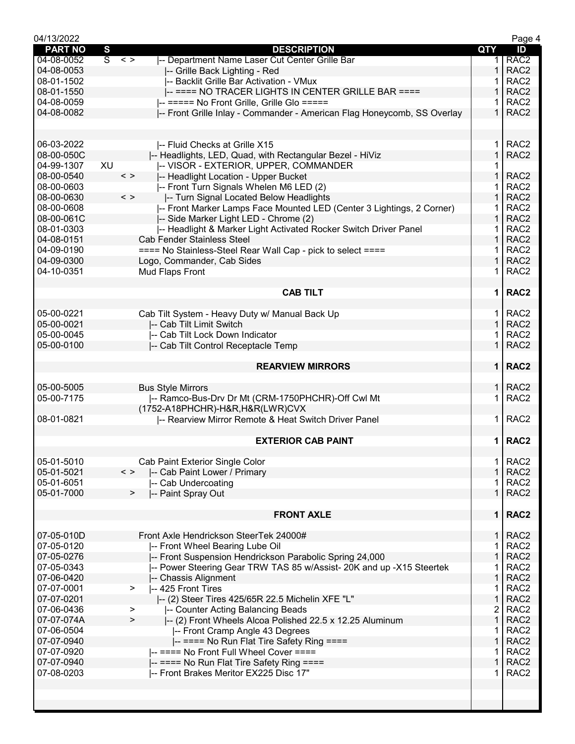| PART NO | S | | DESCRIPTION | QTY | ID |
|---|---|---|---|---|---|
| 04-08-0052 | S | < > | \|-- Department Name Laser Cut Center Grille Bar | 1 | RAC2 |
| 04-08-0053 | | | \|-- Grille Back Lighting - Red | 1 | RAC2 |
| 08-01-1502 | | | \|-- Backlit Grille Bar Activation - VMux | 1 | RAC2 |
| 08-01-1550 | | | \|-- ==== NO TRACER LIGHTS IN CENTER GRILLE BAR ==== | 1 | RAC2 |
| 04-08-0059 | | | \|-- ===== No Front Grille, Grille Glo ===== | 1 | RAC2 |
| 04-08-0082 | | | \|-- Front Grille Inlay - Commander - American Flag Honeycomb, SS Overlay | 1 | RAC2 |
| | | | | | |
| 06-03-2022 | | | \|-- Fluid Checks at Grille X15 | 1 | RAC2 |
| 08-00-050C | | | \|-- Headlights, LED, Quad, with Rectangular Bezel - HiViz | 1 | RAC2 |
| 04-99-1307 | XU | | \|-- VISOR - EXTERIOR, UPPER, COMMANDER | 1 | |
| 08-00-0540 | | < > | \|-- Headlight Location - Upper Bucket | 1 | RAC2 |
| 08-00-0603 | | | \|-- Front Turn Signals Whelen M6 LED (2) | 1 | RAC2 |
| 08-00-0630 | | < > | \|-- Turn Signal Located Below Headlights | 1 | RAC2 |
| 08-00-0608 | | | \|-- Front Marker Lamps Face Mounted LED (Center 3 Lightings, 2 Corner) | 1 | RAC2 |
| 08-00-061C | | | \|-- Side Marker Light LED - Chrome (2) | 1 | RAC2 |
| 08-01-0303 | | | \|-- Headlight & Marker Light Activated Rocker Switch Driver Panel | 1 | RAC2 |
| 04-08-0151 | | | Cab Fender Stainless Steel | 1 | RAC2 |
| 04-09-0190 | | | ==== No Stainless-Steel Rear Wall Cap - pick to select ==== | 1 | RAC2 |
| 04-09-0300 | | | Logo, Commander, Cab Sides | 1 | RAC2 |
| 04-10-0351 | | | Mud Flaps Front | 1 | RAC2 |
| | | | **CAB TILT** | **1** | **RAC2** |
| 05-00-0221 | | | Cab Tilt System - Heavy Duty w/ Manual Back Up | 1 | RAC2 |
| 05-00-0021 | | | \|-- Cab Tilt Limit Switch | 1 | RAC2 |
| 05-00-0045 | | | \|-- Cab Tilt Lock Down Indicator | 1 | RAC2 |
| 05-00-0100 | | | \|-- Cab Tilt Control Receptacle Temp | 1 | RAC2 |
| | | | **REARVIEW MIRRORS** | **1** | **RAC2** |
| 05-00-5005 | | | Bus Style Mirrors | 1 | RAC2 |
| 05-00-7175 | | | \|-- Ramco-Bus-Drv Dr Mt (CRM-1750PHCHR)-Off Cwl Mt (1752-A18PHCHR)-H&R,H&R(LWR)CVX | 1 | RAC2 |
| 08-01-0821 | | | \|-- Rearview Mirror Remote & Heat Switch Driver Panel | 1 | RAC2 |
| | | | **EXTERIOR CAB PAINT** | **1** | **RAC2** |
| 05-01-5010 | | | Cab Paint Exterior Single Color | 1 | RAC2 |
| 05-01-5021 | | < > | \|-- Cab Paint Lower / Primary | 1 | RAC2 |
| 05-01-6051 | | | \|-- Cab Undercoating | 1 | RAC2 |
| 05-01-7000 | | > | \|-- Paint Spray Out | 1 | RAC2 |
| | | | **FRONT AXLE** | **1** | **RAC2** |
| 07-05-010D | | | Front Axle Hendrickson SteerTek 24000# | 1 | RAC2 |
| 07-05-0120 | | | \|-- Front Wheel Bearing Lube Oil | 1 | RAC2 |
| 07-05-0276 | | | \|-- Front Suspension Hendrickson Parabolic Spring 24,000 | 1 | RAC2 |
| 07-05-0343 | | | \|-- Power Steering Gear TRW TAS 85 w/Assist- 20K and up -X15 Steertek | 1 | RAC2 |
| 07-06-0420 | | | \|-- Chassis Alignment | 1 | RAC2 |
| 07-07-0001 | | > | \|-- 425 Front Tires | 1 | RAC2 |
| 07-07-0201 | | | \|-- (2) Steer Tires 425/65R 22.5 Michelin XFE "L" | 1 | RAC2 |
| 07-06-0436 | | > | \|-- Counter Acting Balancing Beads | 2 | RAC2 |
| 07-07-074A | | > | \|-- (2) Front Wheels Alcoa Polished 22.5 x 12.25 Aluminum | 1 | RAC2 |
| 07-06-0504 | | | \|-- Front Cramp Angle 43 Degrees | 1 | RAC2 |
| 07-07-0940 | | | \|-- ==== No Run Flat Tire Safety Ring ==== | 1 | RAC2 |
| 07-07-0920 | | | \|-- ==== No Front Full Wheel Cover ==== | 1 | RAC2 |
| 07-07-0940 | | | \|-- ==== No Run Flat Tire Safety Ring ==== | 1 | RAC2 |
| 07-08-0203 | | | \|-- Front Brakes Meritor EX225 Disc 17" | 1 | RAC2 |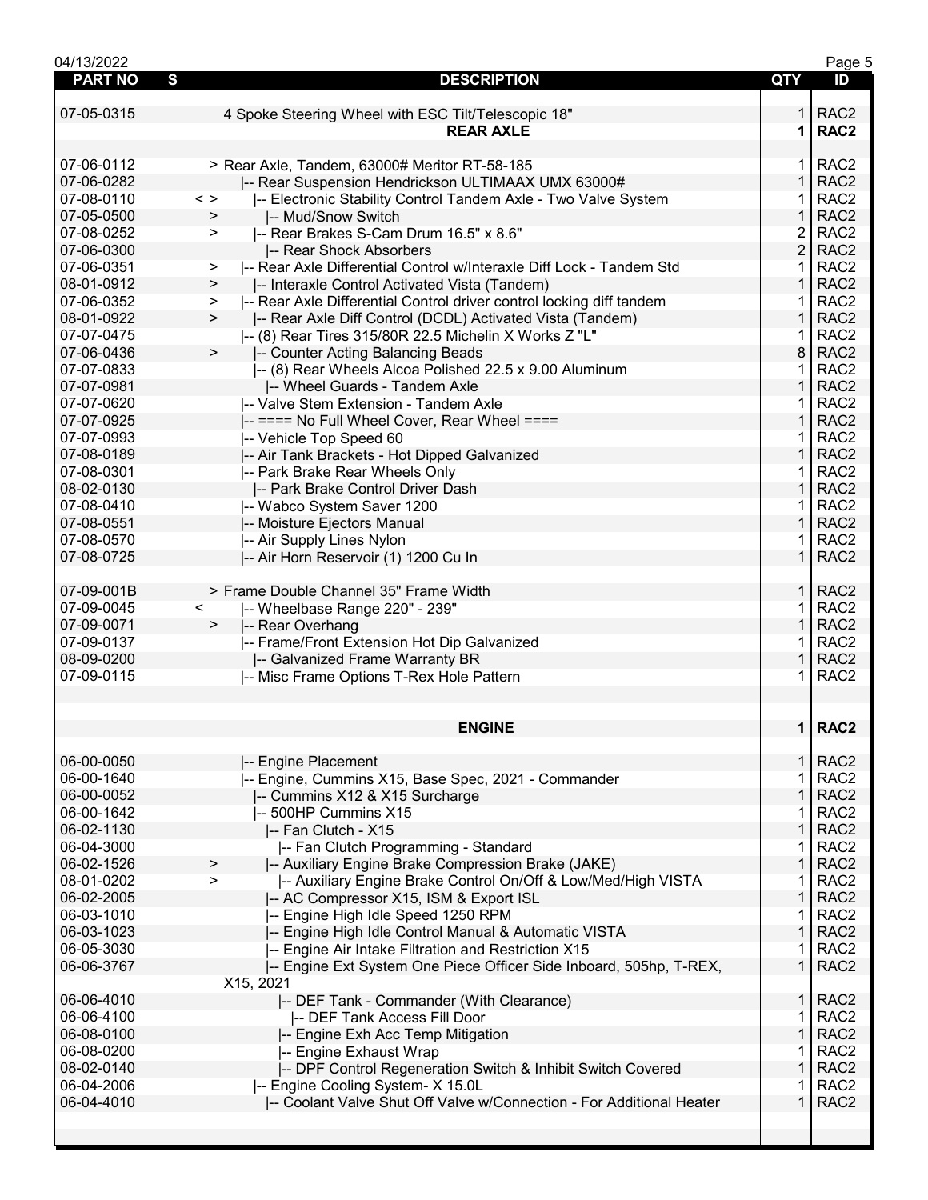| PART NO | S | DESCRIPTION | QTY | ID |
|---|---|---|---|---|
| 07-05-0315 | | 4 Spoke Steering Wheel with ESC Tilt/Telescopic 18" | 1 | RAC2 |
| | | **REAR AXLE** | **1** | **RAC2** |
| 07-06-0112 | | > Rear Axle, Tandem, 63000# Meritor RT-58-185 | 1 | RAC2 |
| 07-06-0282 | | \|-- Rear Suspension Hendrickson ULTIMAAX UMX 63000# | 1 | RAC2 |
| 07-08-0110 | < > | \|-- Electronic Stability Control Tandem Axle - Two Valve System | 1 | RAC2 |
| 07-05-0500 | > | \|-- Mud/Snow Switch | 1 | RAC2 |
| 07-08-0252 | > | \|-- Rear Brakes S-Cam Drum 16.5" x 8.6" | 2 | RAC2 |
| 07-06-0300 | | \|-- Rear Shock Absorbers | 2 | RAC2 |
| 07-06-0351 | > | \|-- Rear Axle Differential Control w/Interaxle Diff Lock - Tandem Std | 1 | RAC2 |
| 08-01-0912 | > | \|-- Interaxle Control Activated Vista (Tandem) | 1 | RAC2 |
| 07-06-0352 | > | \|-- Rear Axle Differential Control driver control locking diff tandem | 1 | RAC2 |
| 08-01-0922 | > | \|-- Rear Axle Diff Control (DCDL) Activated Vista (Tandem) | 1 | RAC2 |
| 07-07-0475 | | \|-- (8) Rear Tires 315/80R 22.5 Michelin X Works Z "L" | 1 | RAC2 |
| 07-06-0436 | > | \|-- Counter Acting Balancing Beads | 8 | RAC2 |
| 07-07-0833 | | \|-- (8) Rear Wheels Alcoa Polished 22.5 x 9.00 Aluminum | 1 | RAC2 |
| 07-07-0981 | | \|-- Wheel Guards - Tandem Axle | 1 | RAC2 |
| 07-07-0620 | | \|-- Valve Stem Extension - Tandem Axle | 1 | RAC2 |
| 07-07-0925 | | \|-- ==== No Full Wheel Cover, Rear Wheel ==== | 1 | RAC2 |
| 07-07-0993 | | \|-- Vehicle Top Speed 60 | 1 | RAC2 |
| 07-08-0189 | | \|-- Air Tank Brackets - Hot Dipped Galvanized | 1 | RAC2 |
| 07-08-0301 | | \|-- Park Brake Rear Wheels Only | 1 | RAC2 |
| 08-02-0130 | | \|-- Park Brake Control Driver Dash | 1 | RAC2 |
| 07-08-0410 | | \|-- Wabco System Saver 1200 | 1 | RAC2 |
| 07-08-0551 | | \|-- Moisture Ejectors Manual | 1 | RAC2 |
| 07-08-0570 | | \|-- Air Supply Lines Nylon | 1 | RAC2 |
| 07-08-0725 | | \|-- Air Horn Reservoir (1) 1200 Cu In | 1 | RAC2 |
| 07-09-001B | | > Frame Double Channel 35" Frame Width | 1 | RAC2 |
| 07-09-0045 | < | \|-- Wheelbase Range 220" - 239" | 1 | RAC2 |
| 07-09-0071 | > | \|-- Rear Overhang | 1 | RAC2 |
| 07-09-0137 | | \|-- Frame/Front Extension Hot Dip Galvanized | 1 | RAC2 |
| 08-09-0200 | | \|-- Galvanized Frame Warranty BR | 1 | RAC2 |
| 07-09-0115 | | \|-- Misc Frame Options T-Rex Hole Pattern | 1 | RAC2 |
| | | **ENGINE** | **1** | **RAC2** |
| 06-00-0050 | | \|-- Engine Placement | 1 | RAC2 |
| 06-00-1640 | | \|-- Engine, Cummins X15, Base Spec, 2021 - Commander | 1 | RAC2 |
| 06-00-0052 | | \|-- Cummins X12 & X15 Surcharge | 1 | RAC2 |
| 06-00-1642 | | \|-- 500HP Cummins X15 | 1 | RAC2 |
| 06-02-1130 | | \|-- Fan Clutch - X15 | 1 | RAC2 |
| 06-04-3000 | | \|-- Fan Clutch Programming - Standard | 1 | RAC2 |
| 06-02-1526 | > | \|-- Auxiliary Engine Brake Compression Brake (JAKE) | 1 | RAC2 |
| 08-01-0202 | > | \|-- Auxiliary Engine Brake Control On/Off & Low/Med/High VISTA | 1 | RAC2 |
| 06-02-2005 | | \|-- AC Compressor X15, ISM & Export ISL | 1 | RAC2 |
| 06-03-1010 | | \|-- Engine High Idle Speed 1250 RPM | 1 | RAC2 |
| 06-03-1023 | | \|-- Engine High Idle Control Manual & Automatic VISTA | 1 | RAC2 |
| 06-05-3030 | | \|-- Engine Air Intake Filtration and Restriction X15 | 1 | RAC2 |
| 06-06-3767 | | \|-- Engine Ext System One Piece Officer Side Inboard, 505hp, T-REX, X15, 2021 | 1 | RAC2 |
| 06-06-4010 | | \|-- DEF Tank - Commander (With Clearance) | 1 | RAC2 |
| 06-06-4100 | | \|-- DEF Tank Access Fill Door | 1 | RAC2 |
| 06-08-0100 | | \|-- Engine Exh Acc Temp Mitigation | 1 | RAC2 |
| 06-08-0200 | | \|-- Engine Exhaust Wrap | 1 | RAC2 |
| 08-02-0140 | | \|-- DPF Control Regeneration Switch & Inhibit Switch Covered | 1 | RAC2 |
| 06-04-2006 | | \|-- Engine Cooling System- X 15.0L | 1 | RAC2 |
| 06-04-4010 | | \|-- Coolant Valve Shut Off Valve w/Connection - For Additional Heater | 1 | RAC2 |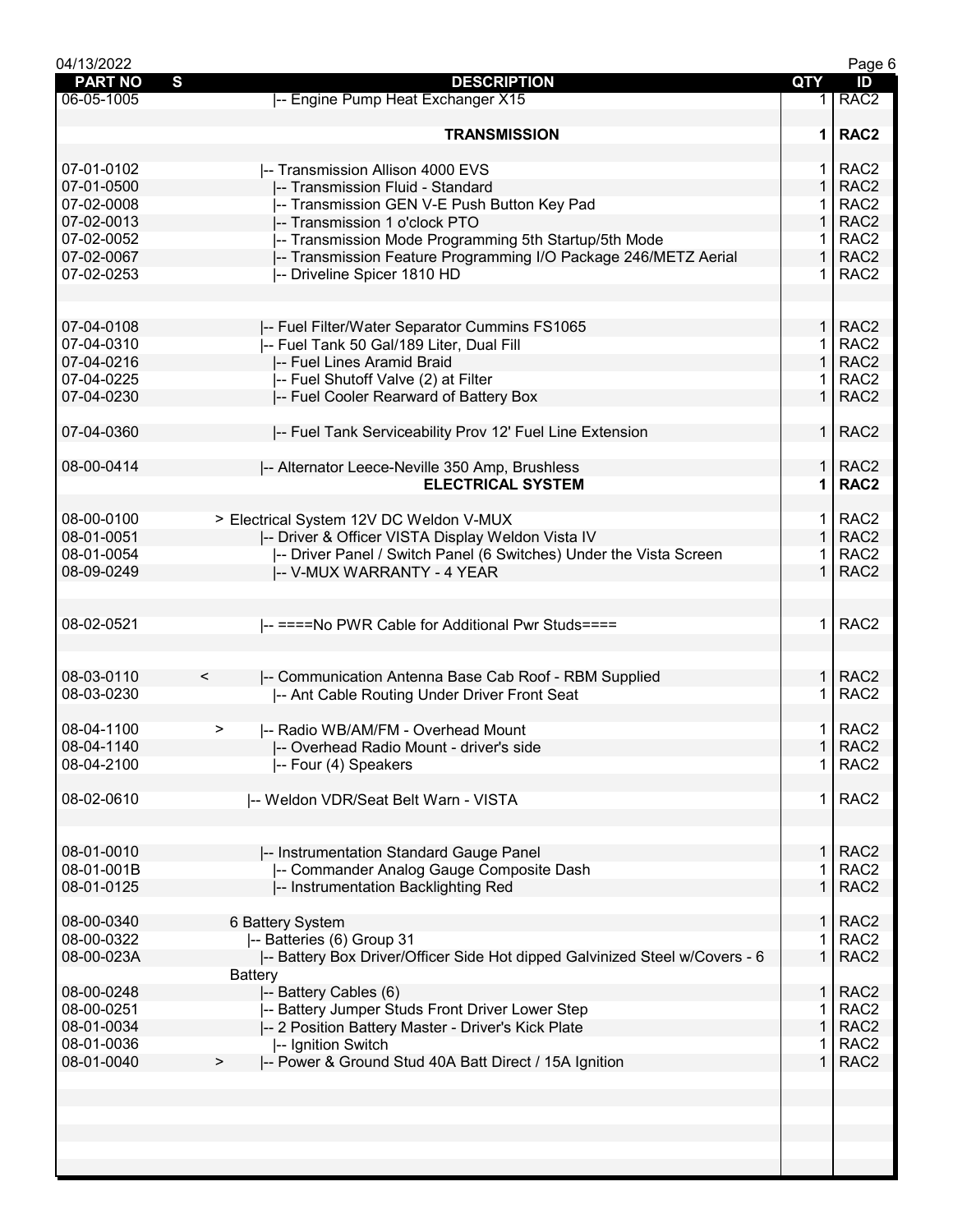| PART NO | S | DESCRIPTION | QTY | ID |
|---|---|---|---|---|
| 06-05-1005 | | \|-- Engine Pump Heat Exchanger X15 | 1 | RAC2 |
| | | | | |
| | | **TRANSMISSION** | **1** | **RAC2** |
| | | | | |
| 07-01-0102 | | \|-- Transmission Allison 4000 EVS | 1 | RAC2 |
| 07-01-0500 | | \|-- Transmission Fluid - Standard | 1 | RAC2 |
| 07-02-0008 | | \|-- Transmission GEN V-E Push Button Key Pad | 1 | RAC2 |
| 07-02-0013 | | \|-- Transmission 1 o'clock PTO | 1 | RAC2 |
| 07-02-0052 | | \|-- Transmission Mode Programming 5th Startup/5th Mode | 1 | RAC2 |
| 07-02-0067 | | \|-- Transmission Feature Programming I/O Package 246/METZ Aerial | 1 | RAC2 |
| 07-02-0253 | | \|-- Driveline Spicer 1810 HD | 1 | RAC2 |
| | | | | |
| | | | | |
| 07-04-0108 | | \|-- Fuel Filter/Water Separator Cummins FS1065 | 1 | RAC2 |
| 07-04-0310 | | \|-- Fuel Tank 50 Gal/189 Liter, Dual Fill | 1 | RAC2 |
| 07-04-0216 | | \|-- Fuel Lines Aramid Braid | 1 | RAC2 |
| 07-04-0225 | | \|-- Fuel Shutoff Valve (2) at Filter | 1 | RAC2 |
| 07-04-0230 | | \|-- Fuel Cooler Rearward of Battery Box | 1 | RAC2 |
| | | | | |
| 07-04-0360 | | \|-- Fuel Tank Serviceability Prov 12' Fuel Line Extension | 1 | RAC2 |
| | | | | |
| 08-00-0414 | | \|-- Alternator Leece-Neville 350 Amp, Brushless | 1 | RAC2 |
| | | **ELECTRICAL SYSTEM** | **1** | **RAC2** |
| | | | | |
| 08-00-0100 | | > Electrical System 12V DC Weldon V-MUX | 1 | RAC2 |
| 08-01-0051 | | \|-- Driver & Officer VISTA Display Weldon Vista IV | 1 | RAC2 |
| 08-01-0054 | | \|-- Driver Panel / Switch Panel (6 Switches) Under the Vista Screen | 1 | RAC2 |
| 08-09-0249 | | \|-- V-MUX WARRANTY - 4 YEAR | 1 | RAC2 |
| | | | | |
| | | | | |
| 08-02-0521 | | \|-- ====No PWR Cable for Additional Pwr Studs==== | 1 | RAC2 |
| | | | | |
| | | | | |
| 08-03-0110 | < | \|-- Communication Antenna Base Cab Roof - RBM Supplied | 1 | RAC2 |
| 08-03-0230 | | \|-- Ant Cable Routing Under Driver Front Seat | 1 | RAC2 |
| | | | | |
| 08-04-1100 | > | \|-- Radio WB/AM/FM - Overhead Mount | 1 | RAC2 |
| 08-04-1140 | | \|-- Overhead Radio Mount - driver's side | 1 | RAC2 |
| 08-04-2100 | | \|-- Four (4) Speakers | 1 | RAC2 |
| | | | | |
| 08-02-0610 | | \|-- Weldon VDR/Seat Belt Warn - VISTA | 1 | RAC2 |
| | | | | |
| | | | | |
| 08-01-0010 | | \|-- Instrumentation Standard Gauge Panel | 1 | RAC2 |
| 08-01-001B | | \|-- Commander Analog Gauge Composite Dash | 1 | RAC2 |
| 08-01-0125 | | \|-- Instrumentation Backlighting Red | 1 | RAC2 |
| | | | | |
| 08-00-0340 | | 6 Battery System | 1 | RAC2 |
| 08-00-0322 | | \|-- Batteries (6) Group 31 | 1 | RAC2 |
| 08-00-023A | | \|-- Battery Box Driver/Officer Side Hot dipped Galvinized Steel w/Covers - 6 Battery | 1 | RAC2 |
| 08-00-0248 | | \|-- Battery Cables (6) | 1 | RAC2 |
| 08-00-0251 | | \|-- Battery Jumper Studs Front Driver Lower Step | 1 | RAC2 |
| 08-01-0034 | | \|-- 2 Position Battery Master - Driver's Kick Plate | 1 | RAC2 |
| 08-01-0036 | | \|-- Ignition Switch | 1 | RAC2 |
| 08-01-0040 | > | \|-- Power & Ground Stud 40A Batt Direct / 15A Ignition | 1 | RAC2 |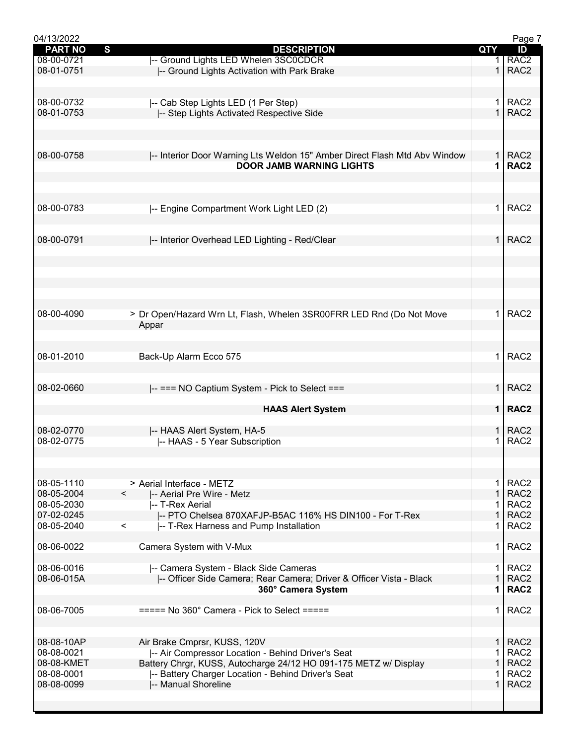04/13/2022

| PART NO | S | DESCRIPTION | QTY | ID |
|---|---|---|---|---|
| 08-00-0721 | | \|-- Ground Lights LED Whelen 3SC0CDCR | 1 | RAC2 |
| 08-01-0751 | | \|-- Ground Lights Activation with Park Brake | 1 | RAC2 |
| 08-00-0732 | | \|-- Cab Step Lights LED (1 Per Step) | 1 | RAC2 |
| 08-01-0753 | | \|-- Step Lights Activated Respective Side | 1 | RAC2 |
| 08-00-0758 | | \|-- Interior Door Warning Lts Weldon 15" Amber Direct Flash Mtd Abv Window | 1 | RAC2 |
| | | **DOOR JAMB WARNING LIGHTS** | **1** | **RAC2** |
| 08-00-0783 | | \|-- Engine Compartment Work Light LED (2) | 1 | RAC2 |
| 08-00-0791 | | \|-- Interior Overhead LED Lighting - Red/Clear | 1 | RAC2 |
| 08-00-4090 | | > Dr Open/Hazard Wrn Lt, Flash, Whelen 3SR00FRR LED Rnd (Do Not Move Appar | 1 | RAC2 |
| 08-01-2010 | | Back-Up Alarm Ecco 575 | 1 | RAC2 |
| 08-02-0660 | | \|-- === NO Captium System - Pick to Select === | 1 | RAC2 |
| | | **HAAS Alert System** | **1** | **RAC2** |
| 08-02-0770 | | \|-- HAAS Alert System, HA-5 | 1 | RAC2 |
| 08-02-0775 | | \|-- HAAS - 5 Year Subscription | 1 | RAC2 |
| 08-05-1110 | | > Aerial Interface - METZ | 1 | RAC2 |
| 08-05-2004 | < | \|-- Aerial Pre Wire - Metz | 1 | RAC2 |
| 08-05-2030 | | \|-- T-Rex Aerial | 1 | RAC2 |
| 07-02-0245 | | \|-- PTO Chelsea 870XAFJP-B5AC 116% HS DIN100 - For T-Rex | 1 | RAC2 |
| 08-05-2040 | < | \|-- T-Rex Harness and Pump Installation | 1 | RAC2 |
| 08-06-0022 | | Camera System with V-Mux | 1 | RAC2 |
| 08-06-0016 | | \|-- Camera System - Black Side Cameras | 1 | RAC2 |
| 08-06-015A | | \|-- Officer Side Camera; Rear Camera; Driver & Officer Vista - Black | 1 | RAC2 |
| | | **360° Camera System** | **1** | **RAC2** |
| 08-06-7005 | | ===== No 360° Camera - Pick to Select ===== | 1 | RAC2 |
| 08-08-10AP | | Air Brake Cmprsr, KUSS, 120V | 1 | RAC2 |
| 08-08-0021 | | \|-- Air Compressor Location - Behind Driver's Seat | 1 | RAC2 |
| 08-08-KMET | | Battery Chrgr, KUSS, Autocharge 24/12 HO 091-175 METZ w/ Display | 1 | RAC2 |
| 08-08-0001 | | \|-- Battery Charger Location - Behind Driver's Seat | 1 | RAC2 |
| 08-08-0099 | | \|-- Manual Shoreline | 1 | RAC2 |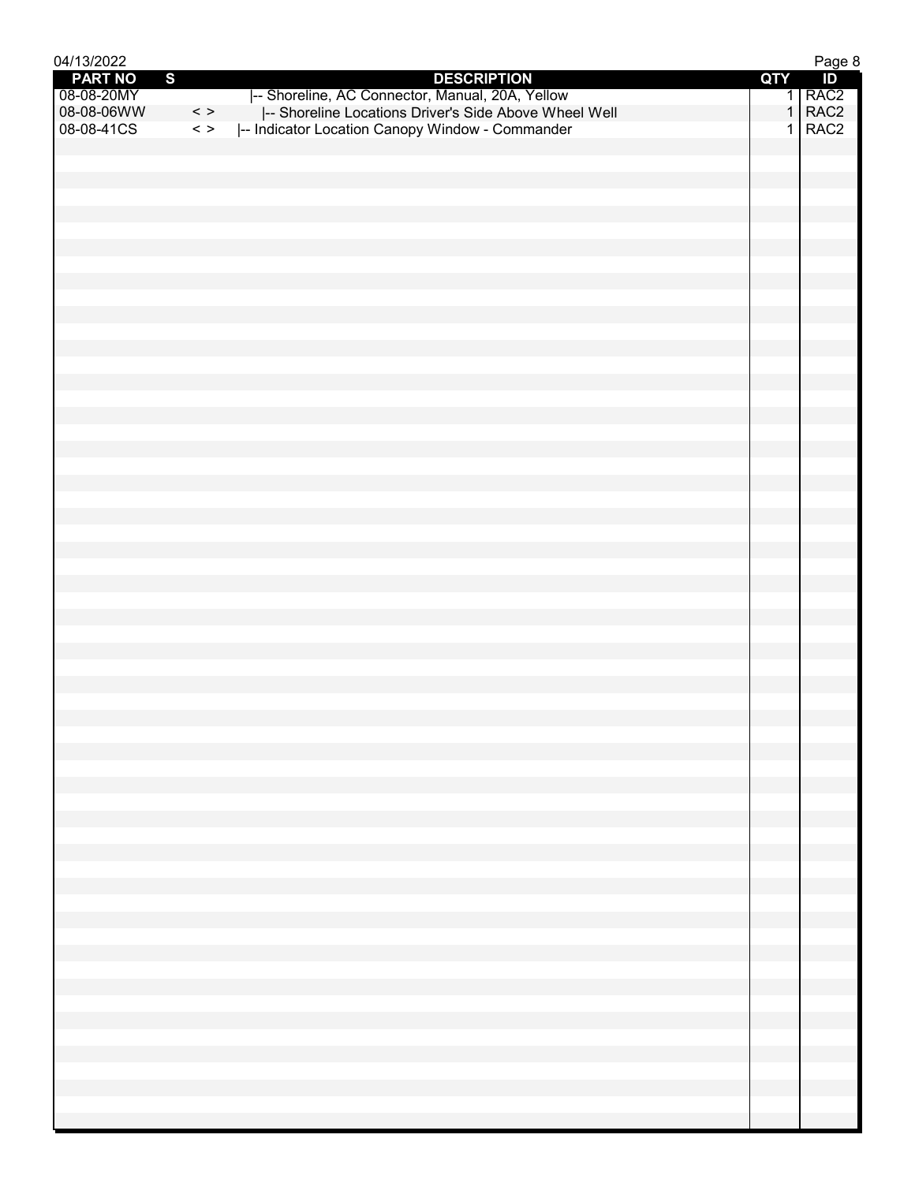| PART NO | S | DESCRIPTION | QTY | ID |
|---|---|---|---|---|
| 08-08-20MY | | \|-- Shoreline, AC Connector, Manual, 20A, Yellow | 1 | RAC2 |
| 08-08-06WW | < > | \|-- Shoreline Locations Driver's Side Above Wheel Well | 1 | RAC2 |
| 08-08-41CS | < > | \|-- Indicator Location Canopy Window - Commander | 1 | RAC2 |